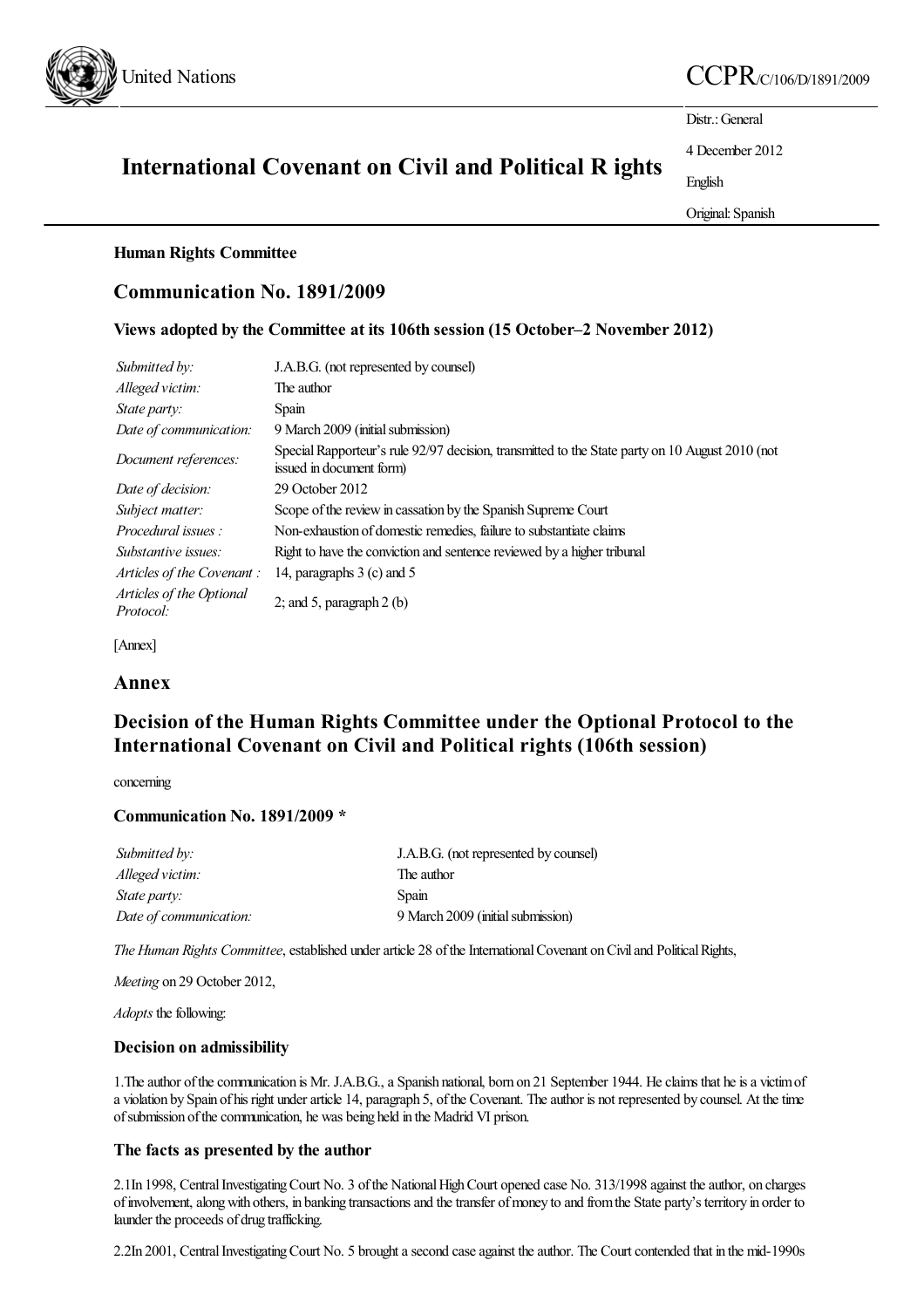United Nations

CCPR/C/106/D/1891/2009

Distr.: General

4 December 2012

English

Original: Spanish

# International Covenant on Civil and Political R ights

**Human Rights Committee**

## Communication No. 1891/2009

**Views adopted by the Committee at its 106th session (15 October–2 November 2012)**

| | |
|---|---|
| *Submitted by:* | J.A.B.G. (not represented by counsel) |
| *Alleged victim:* | The author |
| *State party:* | Spain |
| *Date of communication:* | 9 March 2009 (initial submission) |
| *Document references:* | Special Rapporteur's rule 92/97 decision, transmitted to the State party on 10 August 2010 (not issued in document form) |
| *Date of decision:* | 29 October 2012 |
| *Subject matter:* | Scope of the review in cassation by the Spanish Supreme Court |
| *Procedural issues :* | Non-exhaustion of domestic remedies, failure to substantiate claims |
| *Substantive issues:* | Right to have the conviction and sentence reviewed by a higher tribunal |
| *Articles of the Covenant :* | 14, paragraphs 3 (c) and 5 |
| *Articles of the Optional Protocol:* | 2; and 5, paragraph 2 (b) |

[Annex]

## Annex

## Decision of the Human Rights Committee under the Optional Protocol to the International Covenant on Civil and Political rights (106th session)

concerning

### Communication No. 1891/2009 *

| | |
|---|---|
| *Submitted by:* | J.A.B.G. (not represented by counsel) |
| *Alleged victim:* | The author |
| *State party:* | Spain |
| *Date of communication:* | 9 March 2009 (initial submission) |

*The Human Rights Committee*, established under article 28 of the International Covenant on Civil and Political Rights,

*Meeting* on 29 October 2012,

*Adopts* the following:

### Decision on admissibility

1.The author of the communication is Mr. J.A.B.G., a Spanish national, born on 21 September 1944. He claims that he is a victim of a violation by Spain of his right under article 14, paragraph 5, of the Covenant. The author is not represented by counsel. At the time of submission of the communication, he was being held in the Madrid VI prison.

### The facts as presented by the author

2.1In 1998, Central Investigating Court No. 3 of the National High Court opened case No. 313/1998 against the author, on charges of involvement, along with others, in banking transactions and the transfer of money to and from the State party's territory in order to launder the proceeds of drug trafficking.

2.2In 2001, Central Investigating Court No. 5 brought a second case against the author. The Court contended that in the mid-1990s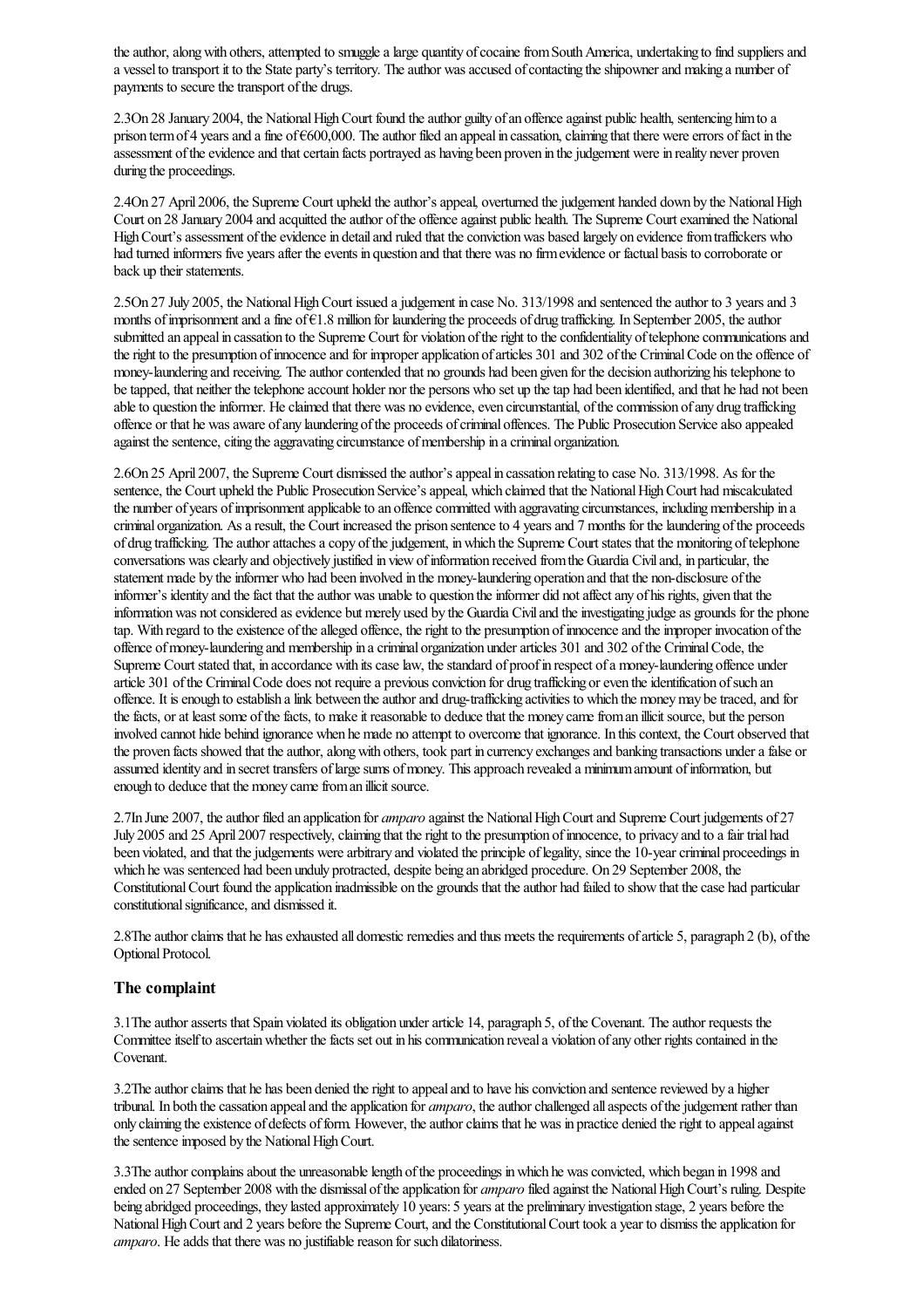the author, along with others, attempted to smuggle a large quantity of cocaine from South America, undertaking to find suppliers and a vessel to transport it to the State party's territory. The author was accused of contacting the shipowner and making a number of payments to secure the transport of the drugs.

2.3 On 28 January 2004, the National High Court found the author guilty of an offence against public health, sentencing him to a prison term of 4 years and a fine of €600,000. The author filed an appeal in cassation, claiming that there were errors of fact in the assessment of the evidence and that certain facts portrayed as having been proven in the judgement were in reality never proven during the proceedings.

2.4 On 27 April 2006, the Supreme Court upheld the author's appeal, overturned the judgement handed down by the National High Court on 28 January 2004 and acquitted the author of the offence against public health. The Supreme Court examined the National High Court's assessment of the evidence in detail and ruled that the conviction was based largely on evidence from traffickers who had turned informers five years after the events in question and that there was no firm evidence or factual basis to corroborate or back up their statements.

2.5 On 27 July 2005, the National High Court issued a judgement in case No. 313/1998 and sentenced the author to 3 years and 3 months of imprisonment and a fine of €1.8 million for laundering the proceeds of drug trafficking. In September 2005, the author submitted an appeal in cassation to the Supreme Court for violation of the right to the confidentiality of telephone communications and the right to the presumption of innocence and for improper application of articles 301 and 302 of the Criminal Code on the offence of money-laundering and receiving. The author contended that no grounds had been given for the decision authorizing his telephone to be tapped, that neither the telephone account holder nor the persons who set up the tap had been identified, and that he had not been able to question the informer. He claimed that there was no evidence, even circumstantial, of the commission of any drug trafficking offence or that he was aware of any laundering of the proceeds of criminal offences. The Public Prosecution Service also appealed against the sentence, citing the aggravating circumstance of membership in a criminal organization.

2.6 On 25 April 2007, the Supreme Court dismissed the author's appeal in cassation relating to case No. 313/1998. As for the sentence, the Court upheld the Public Prosecution Service's appeal, which claimed that the National High Court had miscalculated the number of years of imprisonment applicable to an offence committed with aggravating circumstances, including membership in a criminal organization. As a result, the Court increased the prison sentence to 4 years and 7 months for the laundering of the proceeds of drug trafficking. The author attaches a copy of the judgement, in which the Supreme Court states that the monitoring of telephone conversations was clearly and objectively justified in view of information received from the Guardia Civil and, in particular, the statement made by the informer who had been involved in the money-laundering operation and that the non-disclosure of the informer's identity and the fact that the author was unable to question the informer did not affect any of his rights, given that the information was not considered as evidence but merely used by the Guardia Civil and the investigating judge as grounds for the phone tap. With regard to the existence of the alleged offence, the right to the presumption of innocence and the improper invocation of the offence of money-laundering and membership in a criminal organization under articles 301 and 302 of the Criminal Code, the Supreme Court stated that, in accordance with its case law, the standard of proof in respect of a money-laundering offence under article 301 of the Criminal Code does not require a previous conviction for drug trafficking or even the identification of such an offence. It is enough to establish a link between the author and drug-trafficking activities to which the money may be traced, and for the facts, or at least some of the facts, to make it reasonable to deduce that the money came from an illicit source, but the person involved cannot hide behind ignorance when he made no attempt to overcome that ignorance. In this context, the Court observed that the proven facts showed that the author, along with others, took part in currency exchanges and banking transactions under a false or assumed identity and in secret transfers of large sums of money. This approach revealed a minimum amount of information, but enough to deduce that the money came from an illicit source.

2.7 In June 2007, the author filed an application for *amparo* against the National High Court and Supreme Court judgements of 27 July 2005 and 25 April 2007 respectively, claiming that the right to the presumption of innocence, to privacy and to a fair trial had been violated, and that the judgements were arbitrary and violated the principle of legality, since the 10-year criminal proceedings in which he was sentenced had been unduly protracted, despite being an abridged procedure. On 29 September 2008, the Constitutional Court found the application inadmissible on the grounds that the author had failed to show that the case had particular constitutional significance, and dismissed it.

2.8 The author claims that he has exhausted all domestic remedies and thus meets the requirements of article 5, paragraph 2 (b), of the Optional Protocol.

## The complaint

3.1 The author asserts that Spain violated its obligation under article 14, paragraph 5, of the Covenant. The author requests the Committee itself to ascertain whether the facts set out in his communication reveal a violation of any other rights contained in the Covenant.

3.2 The author claims that he has been denied the right to appeal and to have his conviction and sentence reviewed by a higher tribunal. In both the cassation appeal and the application for *amparo*, the author challenged all aspects of the judgement rather than only claiming the existence of defects of form. However, the author claims that he was in practice denied the right to appeal against the sentence imposed by the National High Court.

3.3 The author complains about the unreasonable length of the proceedings in which he was convicted, which began in 1998 and ended on 27 September 2008 with the dismissal of the application for *amparo* filed against the National High Court's ruling. Despite being abridged proceedings, they lasted approximately 10 years: 5 years at the preliminary investigation stage, 2 years before the National High Court and 2 years before the Supreme Court, and the Constitutional Court took a year to dismiss the application for *amparo*. He adds that there was no justifiable reason for such dilatoriness.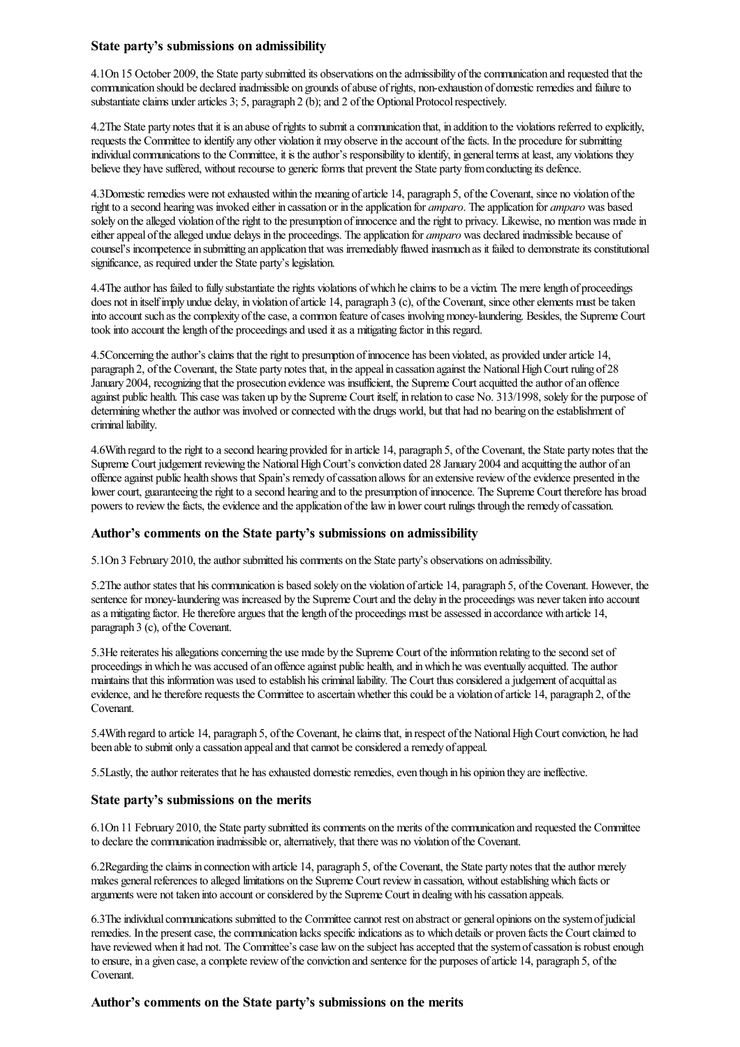### State party's submissions on admissibility

4.1On 15 October 2009, the State party submitted its observations on the admissibility of the communication and requested that the communication should be declared inadmissible on grounds of abuse of rights, non-exhaustion of domestic remedies and failure to substantiate claims under articles 3; 5, paragraph 2 (b); and 2 of the Optional Protocol respectively.

4.2The State party notes that it is an abuse of rights to submit a communication that, in addition to the violations referred to explicitly, requests the Committee to identify any other violation it may observe in the account of the facts. In the procedure for submitting individual communications to the Committee, it is the author's responsibility to identify, in general terms at least, any violations they believe they have suffered, without recourse to generic forms that prevent the State party from conducting its defence.

4.3Domestic remedies were not exhausted within the meaning of article 14, paragraph 5, of the Covenant, since no violation of the right to a second hearing was invoked either in cassation or in the application for *amparo*. The application for *amparo* was based solely on the alleged violation of the right to the presumption of innocence and the right to privacy. Likewise, no mention was made in either appeal of the alleged undue delays in the proceedings. The application for *amparo* was declared inadmissible because of counsel's incompetence in submitting an application that was irremediably flawed inasmuch as it failed to demonstrate its constitutional significance, as required under the State party's legislation.

4.4The author has failed to fully substantiate the rights violations of which he claims to be a victim. The mere length of proceedings does not in itself imply undue delay, in violation of article 14, paragraph 3 (c), of the Covenant, since other elements must be taken into account such as the complexity of the case, a common feature of cases involving money-laundering. Besides, the Supreme Court took into account the length of the proceedings and used it as a mitigating factor in this regard.

4.5Concerning the author's claims that the right to presumption of innocence has been violated, as provided under article 14, paragraph 2, of the Covenant, the State party notes that, in the appeal in cassation against the National High Court ruling of 28 January 2004, recognizing that the prosecution evidence was insufficient, the Supreme Court acquitted the author of an offence against public health. This case was taken up by the Supreme Court itself, in relation to case No. 313/1998, solely for the purpose of determining whether the author was involved or connected with the drugs world, but that had no bearing on the establishment of criminal liability.

4.6With regard to the right to a second hearing provided for in article 14, paragraph 5, of the Covenant, the State party notes that the Supreme Court judgement reviewing the National High Court's conviction dated 28 January 2004 and acquitting the author of an offence against public health shows that Spain's remedy of cassation allows for an extensive review of the evidence presented in the lower court, guaranteeing the right to a second hearing and to the presumption of innocence. The Supreme Court therefore has broad powers to review the facts, the evidence and the application of the law in lower court rulings through the remedy of cassation.

### Author's comments on the State party's submissions on admissibility

5.1On 3 February 2010, the author submitted his comments on the State party's observations on admissibility.

5.2The author states that his communication is based solely on the violation of article 14, paragraph 5, of the Covenant. However, the sentence for money-laundering was increased by the Supreme Court and the delay in the proceedings was never taken into account as a mitigating factor. He therefore argues that the length of the proceedings must be assessed in accordance with article 14, paragraph 3 (c), of the Covenant.

5.3He reiterates his allegations concerning the use made by the Supreme Court of the information relating to the second set of proceedings in which he was accused of an offence against public health, and in which he was eventually acquitted. The author maintains that this information was used to establish his criminal liability. The Court thus considered a judgement of acquittal as evidence, and he therefore requests the Committee to ascertain whether this could be a violation of article 14, paragraph 2, of the Covenant.

5.4With regard to article 14, paragraph 5, of the Covenant, he claims that, in respect of the National High Court conviction, he had been able to submit only a cassation appeal and that cannot be considered a remedy of appeal.

5.5Lastly, the author reiterates that he has exhausted domestic remedies, even though in his opinion they are ineffective.

### State party's submissions on the merits

6.1On 11 February 2010, the State party submitted its comments on the merits of the communication and requested the Committee to declare the communication inadmissible or, alternatively, that there was no violation of the Covenant.

6.2Regarding the claims in connection with article 14, paragraph 5, of the Covenant, the State party notes that the author merely makes general references to alleged limitations on the Supreme Court review in cassation, without establishing which facts or arguments were not taken into account or considered by the Supreme Court in dealing with his cassation appeals.

6.3The individual communications submitted to the Committee cannot rest on abstract or general opinions on the system of judicial remedies. In the present case, the communication lacks specific indications as to which details or proven facts the Court claimed to have reviewed when it had not. The Committee's case law on the subject has accepted that the system of cassation is robust enough to ensure, in a given case, a complete review of the conviction and sentence for the purposes of article 14, paragraph 5, of the Covenant.

### Author's comments on the State party's submissions on the merits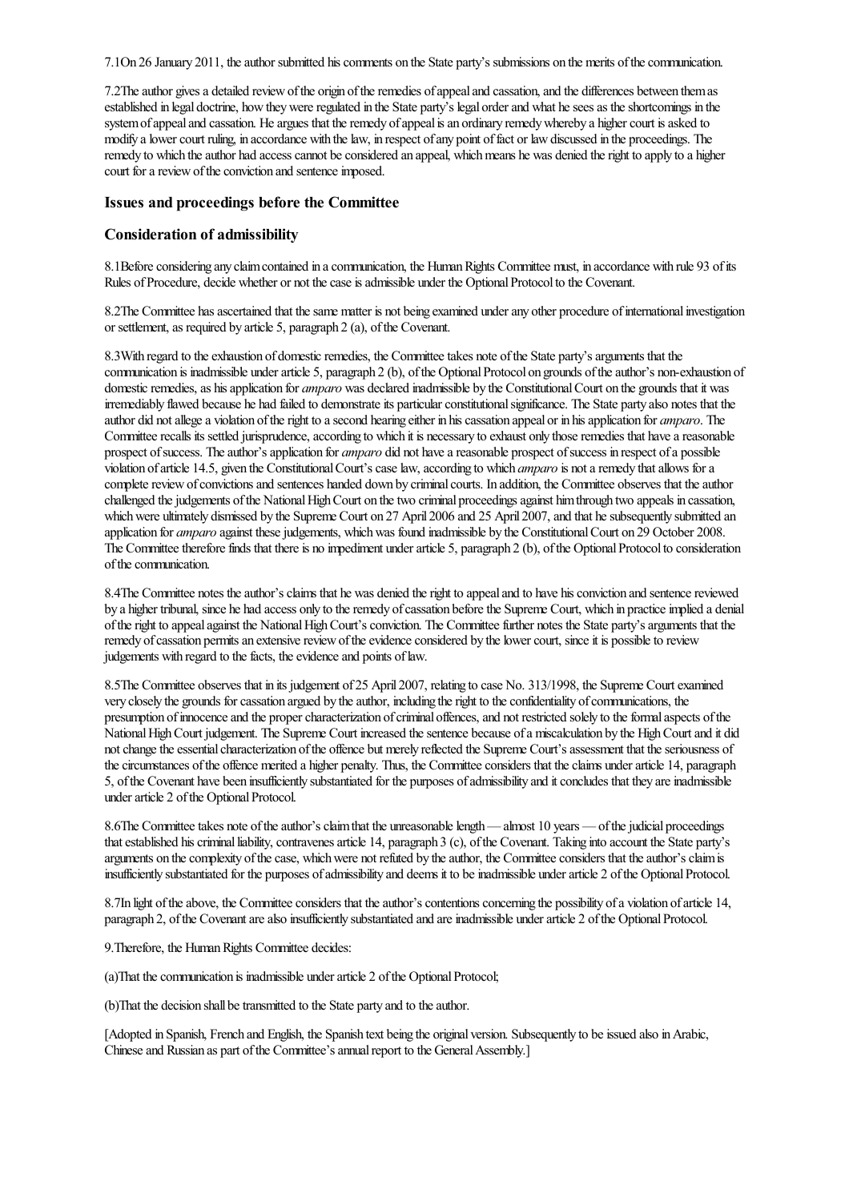7.1On 26 January 2011, the author submitted his comments on the State party's submissions on the merits of the communication.

7.2The author gives a detailed review of the origin of the remedies of appeal and cassation, and the differences between them as established in legal doctrine, how they were regulated in the State party's legal order and what he sees as the shortcomings in the system of appeal and cassation. He argues that the remedy of appeal is an ordinary remedy whereby a higher court is asked to modify a lower court ruling, in accordance with the law, in respect of any point of fact or law discussed in the proceedings. The remedy to which the author had access cannot be considered an appeal, which means he was denied the right to apply to a higher court for a review of the conviction and sentence imposed.

### Issues and proceedings before the Committee

### Consideration of admissibility

8.1Before considering any claim contained in a communication, the Human Rights Committee must, in accordance with rule 93 of its Rules of Procedure, decide whether or not the case is admissible under the Optional Protocol to the Covenant.

8.2The Committee has ascertained that the same matter is not being examined under any other procedure of international investigation or settlement, as required by article 5, paragraph 2 (a), of the Covenant.

8.3With regard to the exhaustion of domestic remedies, the Committee takes note of the State party's arguments that the communication is inadmissible under article 5, paragraph 2 (b), of the Optional Protocol on grounds of the author's non-exhaustion of domestic remedies, as his application for *amparo* was declared inadmissible by the Constitutional Court on the grounds that it was irremediably flawed because he had failed to demonstrate its particular constitutional significance. The State party also notes that the author did not allege a violation of the right to a second hearing either in his cassation appeal or in his application for *amparo*. The Committee recalls its settled jurisprudence, according to which it is necessary to exhaust only those remedies that have a reasonable prospect of success. The author's application for *amparo* did not have a reasonable prospect of success in respect of a possible violation of article 14.5, given the Constitutional Court's case law, according to which *amparo* is not a remedy that allows for a complete review of convictions and sentences handed down by criminal courts. In addition, the Committee observes that the author challenged the judgements of the National High Court on the two criminal proceedings against him through two appeals in cassation, which were ultimately dismissed by the Supreme Court on 27 April 2006 and 25 April 2007, and that he subsequently submitted an application for *amparo* against these judgements, which was found inadmissible by the Constitutional Court on 29 October 2008. The Committee therefore finds that there is no impediment under article 5, paragraph 2 (b), of the Optional Protocol to consideration of the communication.

8.4The Committee notes the author's claims that he was denied the right to appeal and to have his conviction and sentence reviewed by a higher tribunal, since he had access only to the remedy of cassation before the Supreme Court, which in practice implied a denial of the right to appeal against the National High Court's conviction. The Committee further notes the State party's arguments that the remedy of cassation permits an extensive review of the evidence considered by the lower court, since it is possible to review judgements with regard to the facts, the evidence and points of law.

8.5The Committee observes that in its judgement of 25 April 2007, relating to case No. 313/1998, the Supreme Court examined very closely the grounds for cassation argued by the author, including the right to the confidentiality of communications, the presumption of innocence and the proper characterization of criminal offences, and not restricted solely to the formal aspects of the National High Court judgement. The Supreme Court increased the sentence because of a miscalculation by the High Court and it did not change the essential characterization of the offence but merely reflected the Supreme Court's assessment that the seriousness of the circumstances of the offence merited a higher penalty. Thus, the Committee considers that the claims under article 14, paragraph 5, of the Covenant have been insufficiently substantiated for the purposes of admissibility and it concludes that they are inadmissible under article 2 of the Optional Protocol.

8.6The Committee takes note of the author's claim that the unreasonable length — almost 10 years — of the judicial proceedings that established his criminal liability, contravenes article 14, paragraph 3 (c), of the Covenant. Taking into account the State party's arguments on the complexity of the case, which were not refuted by the author, the Committee considers that the author's claim is insufficiently substantiated for the purposes of admissibility and deems it to be inadmissible under article 2 of the Optional Protocol.

8.7In light of the above, the Committee considers that the author's contentions concerning the possibility of a violation of article 14, paragraph 2, of the Covenant are also insufficiently substantiated and are inadmissible under article 2 of the Optional Protocol.

9.Therefore, the Human Rights Committee decides:

(a)That the communication is inadmissible under article 2 of the Optional Protocol;

(b)That the decision shall be transmitted to the State party and to the author.

[Adopted in Spanish, French and English, the Spanish text being the original version. Subsequently to be issued also in Arabic, Chinese and Russian as part of the Committee's annual report to the General Assembly.]